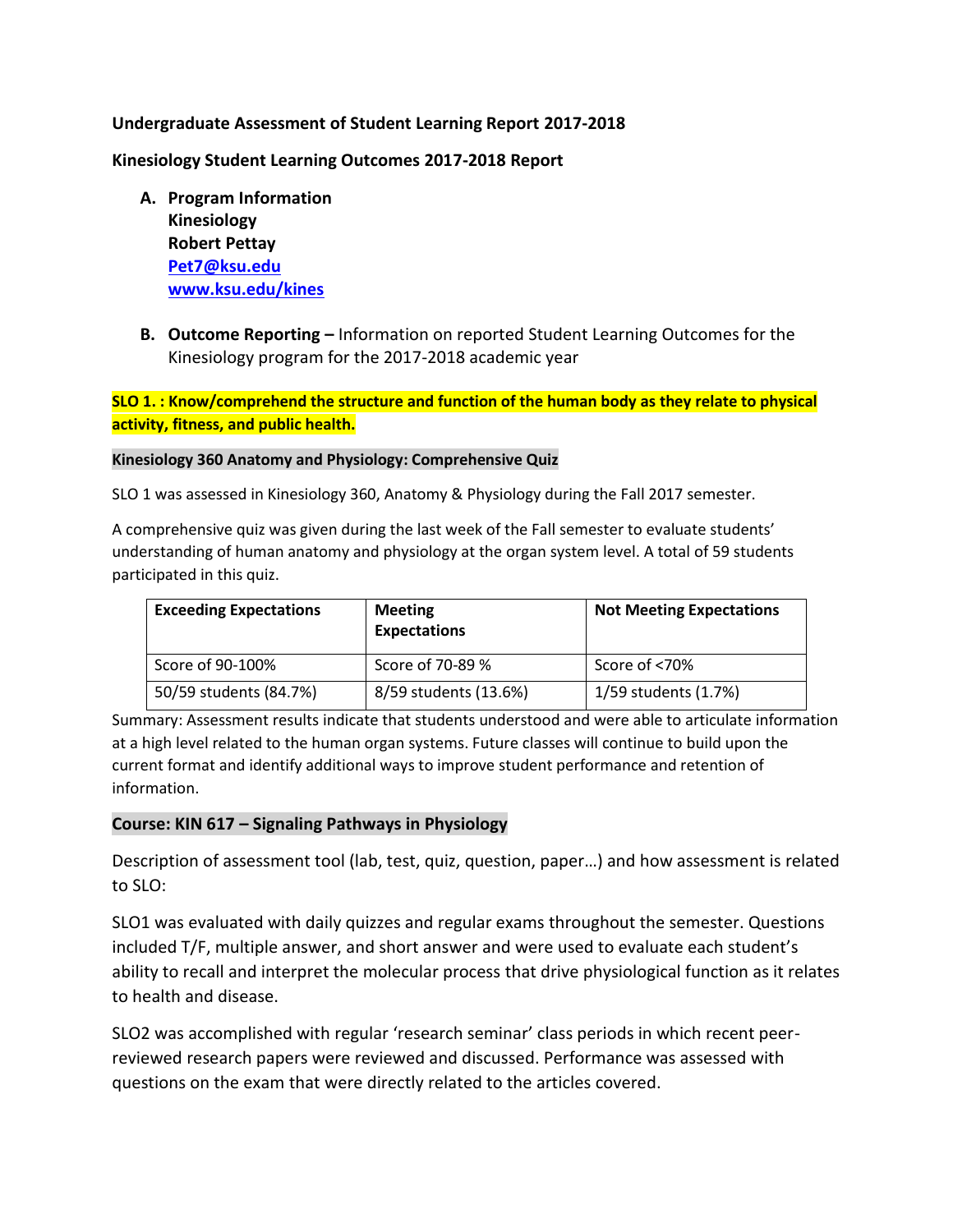**Undergraduate Assessment of Student Learning Report 2017-2018**

**Kinesiology Student Learning Outcomes 2017-2018 Report**

A. **Program Information**
   **Kinesiology**
   **Robert Pettay**
   **Pet7@ksu.edu**
   **www.ksu.edu/kines**

B. **Outcome Reporting –** Information on reported Student Learning Outcomes for the Kinesiology program for the 2017-2018 academic year

**SLO 1. : Know/comprehend the structure and function of the human body as they relate to physical activity, fitness, and public health.**

**Kinesiology 360 Anatomy and Physiology: Comprehensive Quiz**

SLO 1 was assessed in Kinesiology 360, Anatomy & Physiology during the Fall 2017 semester.

A comprehensive quiz was given during the last week of the Fall semester to evaluate students' understanding of human anatomy and physiology at the organ system level. A total of 59 students participated in this quiz.

| **Exceeding Expectations** | **Meeting Expectations** | **Not Meeting Expectations** |
|---|---|---|
| Score of 90-100% | Score of 70-89 % | Score of <70% |
| 50/59 students (84.7%) | 8/59 students (13.6%) | 1/59 students (1.7%) |

Summary: Assessment results indicate that students understood and were able to articulate information at a high level related to the human organ systems. Future classes will continue to build upon the current format and identify additional ways to improve student performance and retention of information.

**Course: KIN 617 – Signaling Pathways in Physiology**

Description of assessment tool (lab, test, quiz, question, paper…) and how assessment is related to SLO:

SLO1 was evaluated with daily quizzes and regular exams throughout the semester. Questions included T/F, multiple answer, and short answer and were used to evaluate each student's ability to recall and interpret the molecular process that drive physiological function as it relates to health and disease.

SLO2 was accomplished with regular 'research seminar' class periods in which recent peer-reviewed research papers were reviewed and discussed. Performance was assessed with questions on the exam that were directly related to the articles covered.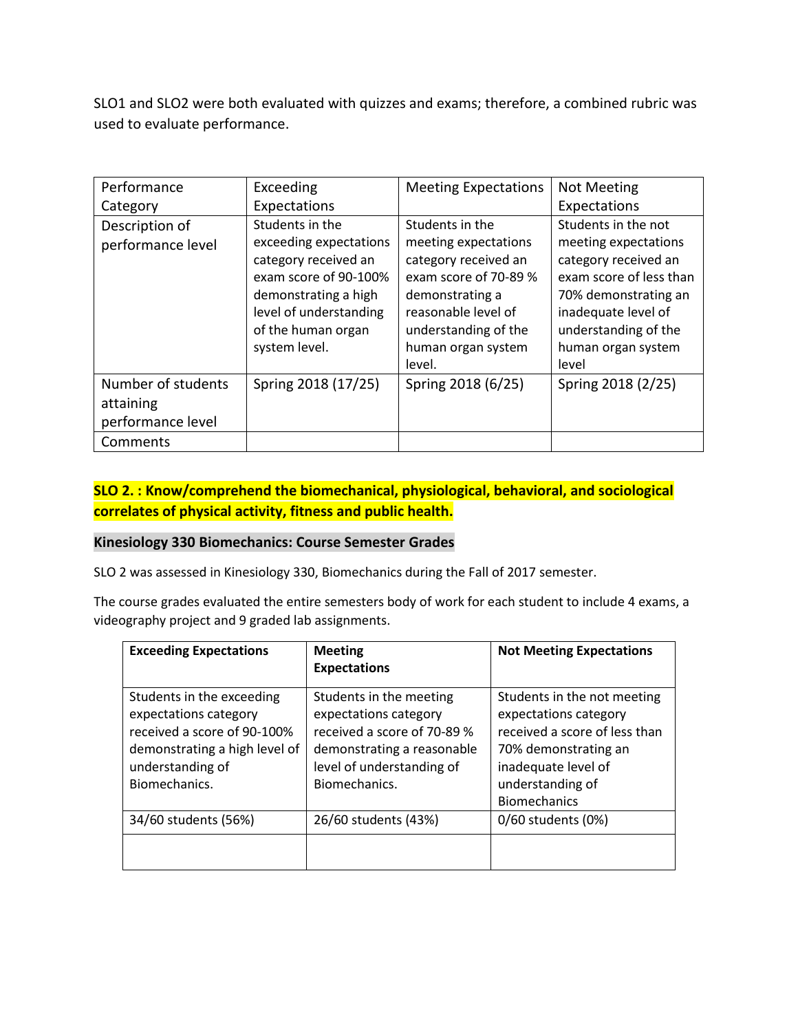SLO1 and SLO2 were both evaluated with quizzes and exams; therefore, a combined rubric was used to evaluate performance.

| Performance Category | Exceeding Expectations | Meeting Expectations | Not Meeting Expectations |
| --- | --- | --- | --- |
| Description of performance level | Students in the exceeding expectations category received an exam score of 90-100% demonstrating a high level of understanding of the human organ system level. | Students in the meeting expectations category received an exam score of 70-89 % demonstrating a reasonable level of understanding of the human organ system level. | Students in the not meeting expectations category received an exam score of less than 70% demonstrating an inadequate level of understanding of the human organ system level |
| Number of students attaining performance level | Spring 2018 (17/25) | Spring 2018 (6/25) | Spring 2018 (2/25) |
| Comments | | | |

**SLO 2. : Know/comprehend the biomechanical, physiological, behavioral, and sociological correlates of physical activity, fitness and public health.**

**Kinesiology 330 Biomechanics: Course Semester Grades**

SLO 2 was assessed in Kinesiology 330, Biomechanics during the Fall of 2017 semester.

The course grades evaluated the entire semesters body of work for each student to include 4 exams, a videography project and 9 graded lab assignments.

| **Exceeding Expectations** | **Meeting Expectations** | **Not Meeting Expectations** |
| --- | --- | --- |
| Students in the exceeding expectations category received a score of 90-100% demonstrating a high level of understanding of Biomechanics. | Students in the meeting expectations category received a score of 70-89 % demonstrating a reasonable level of understanding of Biomechanics. | Students in the not meeting expectations category received a score of less than 70% demonstrating an inadequate level of understanding of Biomechanics |
| 34/60 students (56%) | 26/60 students (43%) | 0/60 students (0%) |
| | | |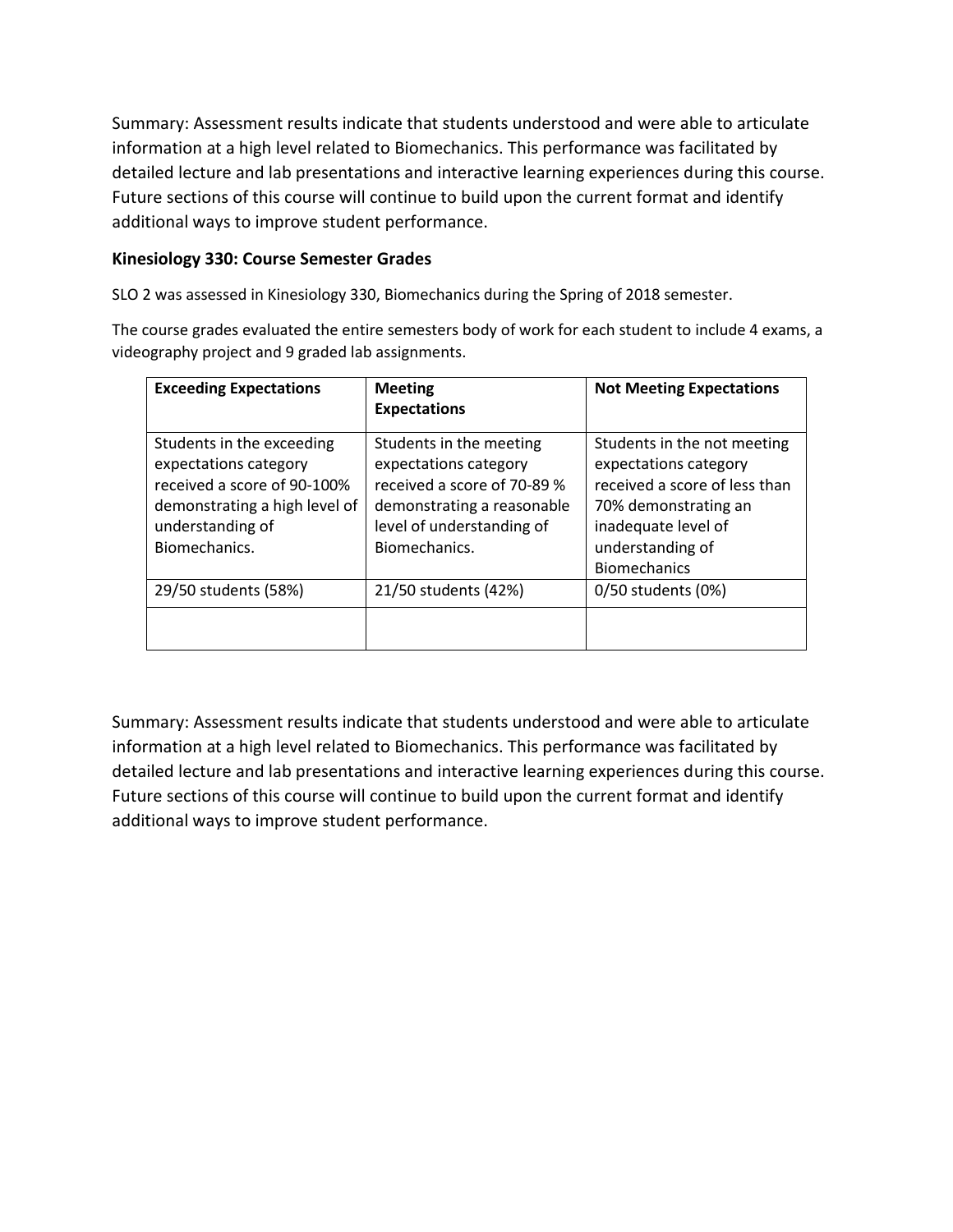Summary: Assessment results indicate that students understood and were able to articulate information at a high level related to Biomechanics. This performance was facilitated by detailed lecture and lab presentations and interactive learning experiences during this course. Future sections of this course will continue to build upon the current format and identify additional ways to improve student performance.

**Kinesiology 330: Course Semester Grades**

SLO 2 was assessed in Kinesiology 330, Biomechanics during the Spring of 2018 semester.

The course grades evaluated the entire semesters body of work for each student to include 4 exams, a videography project and 9 graded lab assignments.

| **Exceeding Expectations** | **Meeting Expectations** | **Not Meeting Expectations** |
|---|---|---|
| Students in the exceeding expectations category received a score of 90-100% demonstrating a high level of understanding of Biomechanics. | Students in the meeting expectations category received a score of 70-89 % demonstrating a reasonable level of understanding of Biomechanics. | Students in the not meeting expectations category received a score of less than 70% demonstrating an inadequate level of understanding of Biomechanics |
| 29/50 students (58%) | 21/50 students (42%) | 0/50 students (0%) |
| | | |

Summary: Assessment results indicate that students understood and were able to articulate information at a high level related to Biomechanics. This performance was facilitated by detailed lecture and lab presentations and interactive learning experiences during this course. Future sections of this course will continue to build upon the current format and identify additional ways to improve student performance.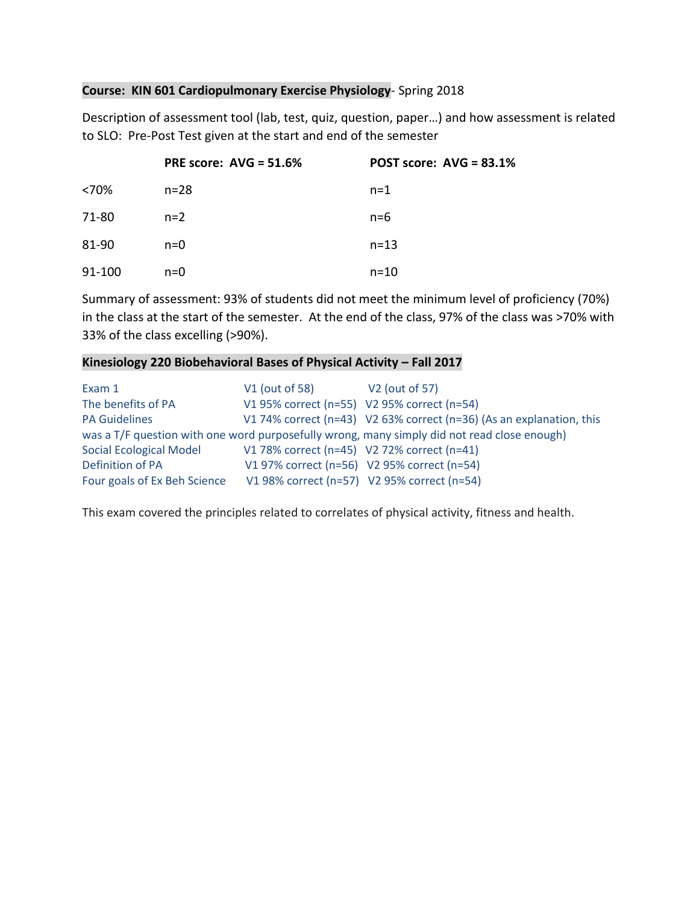**Course: KIN 601 Cardiopulmonary Exercise Physiology**- Spring 2018

Description of assessment tool (lab, test, quiz, question, paper…) and how assessment is related to SLO: Pre-Post Test given at the start and end of the semester

| | **PRE score: AVG = 51.6%** | **POST score: AVG = 83.1%** |
|---|---|---|
| <70% | n=28 | n=1 |
| 71-80 | n=2 | n=6 |
| 81-90 | n=0 | n=13 |
| 91-100 | n=0 | n=10 |

Summary of assessment: 93% of students did not meet the minimum level of proficiency (70%) in the class at the start of the semester. At the end of the class, 97% of the class was >70% with 33% of the class excelling (>90%).

**Kinesiology 220 Biobehavioral Bases of Physical Activity – Fall 2017**

| Exam 1 | V1 (out of 58) | V2 (out of 57) |
|---|---|---|
| The benefits of PA | V1 95% correct (n=55) | V2 95% correct (n=54) |
| PA Guidelines | V1 74% correct (n=43) | V2 63% correct (n=36) (As an explanation, this was a T/F question with one word purposefully wrong, many simply did not read close enough) |
| Social Ecological Model | V1 78% correct (n=45) | V2 72% correct (n=41) |
| Definition of PA | V1 97% correct (n=56) | V2 95% correct (n=54) |
| Four goals of Ex Beh Science | V1 98% correct (n=57) | V2 95% correct (n=54) |

This exam covered the principles related to correlates of physical activity, fitness and health.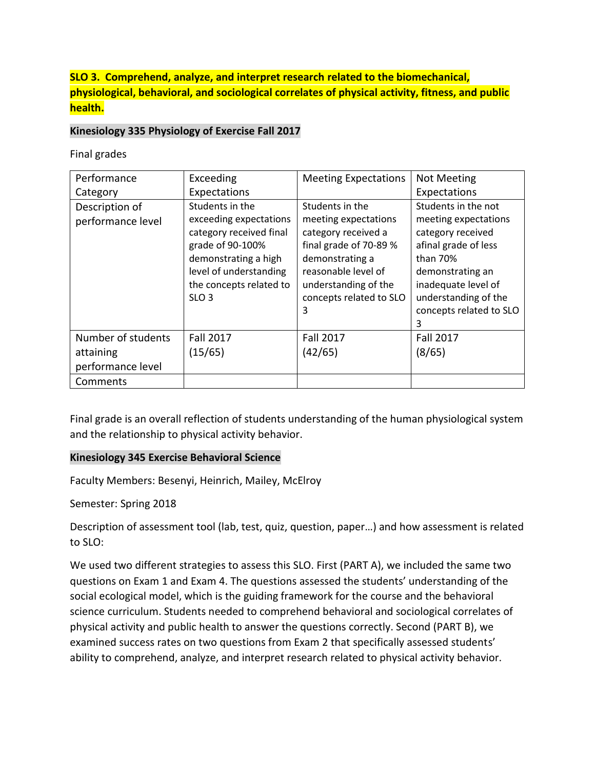**SLO 3. Comprehend, analyze, and interpret research related to the biomechanical, physiological, behavioral, and sociological correlates of physical activity, fitness, and public health.**

**Kinesiology 335 Physiology of Exercise Fall 2017**

Final grades

| Performance Category | Exceeding Expectations | Meeting Expectations | Not Meeting Expectations |
| --- | --- | --- | --- |
| Description of performance level | Students in the exceeding expectations category received final grade of 90-100% demonstrating a high level of understanding the concepts related to SLO 3 | Students in the meeting expectations category received a final grade of 70-89 % demonstrating a reasonable level of understanding of the concepts related to SLO 3 | Students in the not meeting expectations category received afinal grade of less than 70% demonstrating an inadequate level of understanding of the concepts related to SLO 3 |
| Number of students attaining performance level | Fall 2017 (15/65) | Fall 2017 (42/65) | Fall 2017 (8/65) |
| Comments | | | |

Final grade is an overall reflection of students understanding of the human physiological system and the relationship to physical activity behavior.

**Kinesiology 345 Exercise Behavioral Science**

Faculty Members: Besenyi, Heinrich, Mailey, McElroy

Semester: Spring 2018

Description of assessment tool (lab, test, quiz, question, paper…) and how assessment is related to SLO:

We used two different strategies to assess this SLO. First (PART A), we included the same two questions on Exam 1 and Exam 4. The questions assessed the students' understanding of the social ecological model, which is the guiding framework for the course and the behavioral science curriculum. Students needed to comprehend behavioral and sociological correlates of physical activity and public health to answer the questions correctly. Second (PART B), we examined success rates on two questions from Exam 2 that specifically assessed students' ability to comprehend, analyze, and interpret research related to physical activity behavior.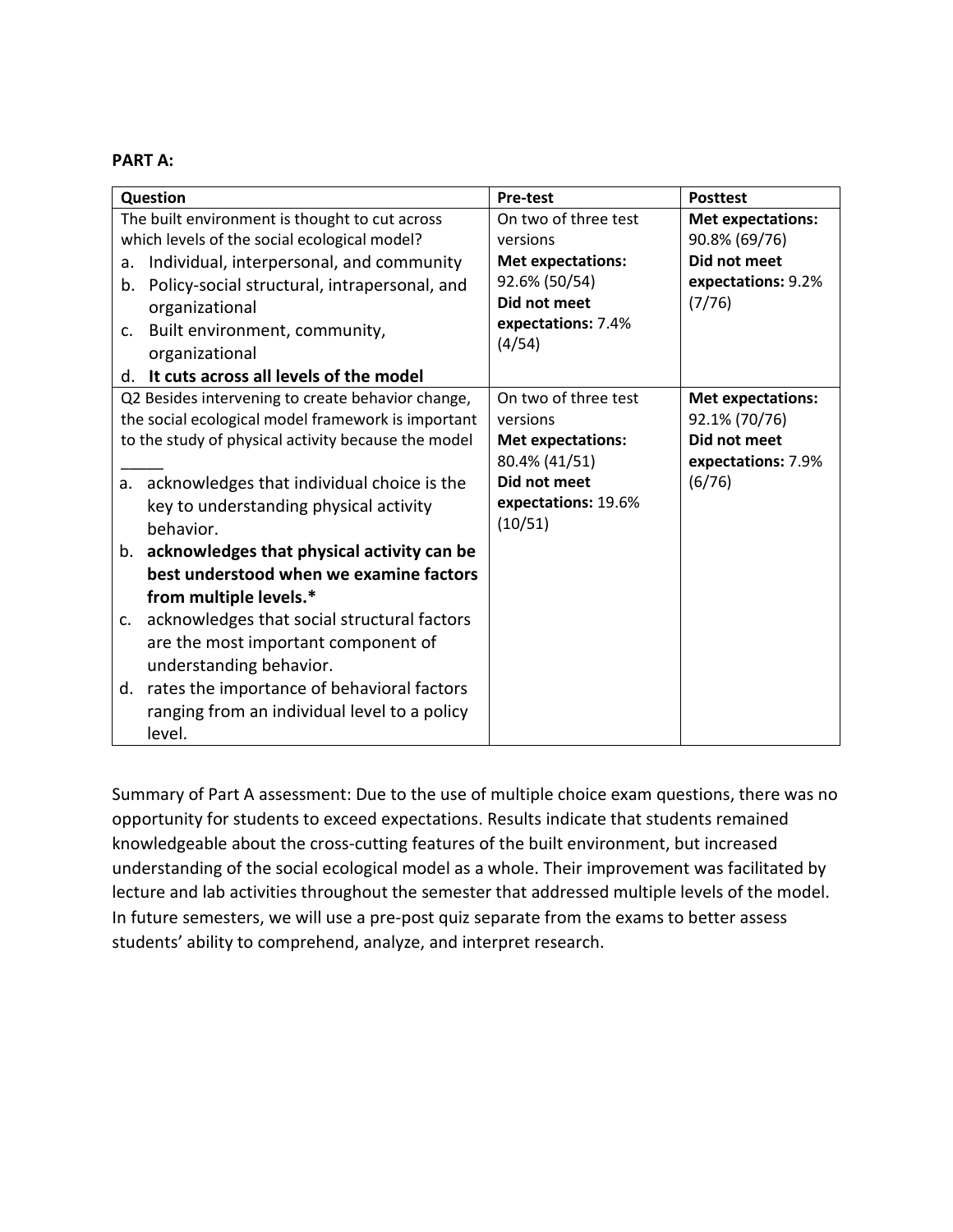**PART A:**

| Question | Pre-test | Posttest |
|---|---|---|
| The built environment is thought to cut across which levels of the social ecological model?<br>a. Individual, interpersonal, and community<br>b. Policy-social structural, intrapersonal, and organizational<br>c. Built environment, community, organizational<br>d. **It cuts across all levels of the model** | On two of three test versions<br>**Met expectations:** 92.6% (50/54)<br>**Did not meet expectations:** 7.4% (4/54) | **Met expectations:** 90.8% (69/76)<br>**Did not meet expectations:** 9.2% (7/76) |
| Q2 Besides intervening to create behavior change, the social ecological model framework is important to the study of physical activity because the model _____<br>a. acknowledges that individual choice is the key to understanding physical activity behavior.<br>b. **acknowledges that physical activity can be best understood when we examine factors from multiple levels.***<br>c. acknowledges that social structural factors are the most important component of understanding behavior.<br>d. rates the importance of behavioral factors ranging from an individual level to a policy level. | On two of three test versions<br>**Met expectations:** 80.4% (41/51)<br>**Did not meet expectations:** 19.6% (10/51) | **Met expectations:** 92.1% (70/76)<br>**Did not meet expectations:** 7.9% (6/76) |

Summary of Part A assessment: Due to the use of multiple choice exam questions, there was no opportunity for students to exceed expectations. Results indicate that students remained knowledgeable about the cross-cutting features of the built environment, but increased understanding of the social ecological model as a whole. Their improvement was facilitated by lecture and lab activities throughout the semester that addressed multiple levels of the model. In future semesters, we will use a pre-post quiz separate from the exams to better assess students' ability to comprehend, analyze, and interpret research.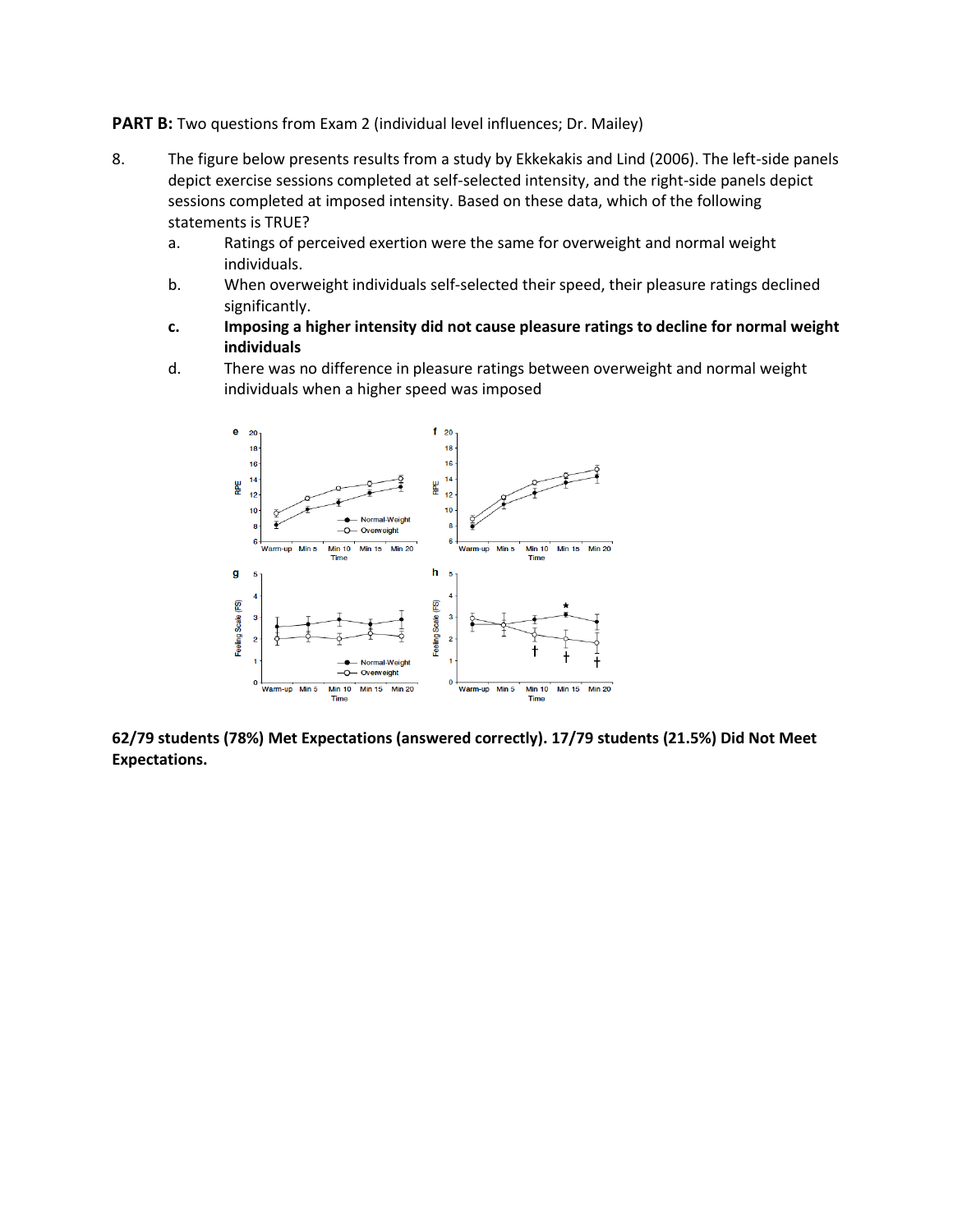**PART B:** Two questions from Exam 2 (individual level influences; Dr. Mailey)

8. The figure below presents results from a study by Ekkekakis and Lind (2006). The left-side panels depict exercise sessions completed at self-selected intensity, and the right-side panels depict sessions completed at imposed intensity. Based on these data, which of the following statements is TRUE?
   a. Ratings of perceived exertion were the same for overweight and normal weight individuals.
   b. When overweight individuals self-selected their speed, their pleasure ratings declined significantly.
   c. **Imposing a higher intensity did not cause pleasure ratings to decline for normal weight individuals**
   d. There was no difference in pleasure ratings between overweight and normal weight individuals when a higher speed was imposed

**62/79 students (78%) Met Expectations (answered correctly). 17/79 students (21.5%) Did Not Meet Expectations.**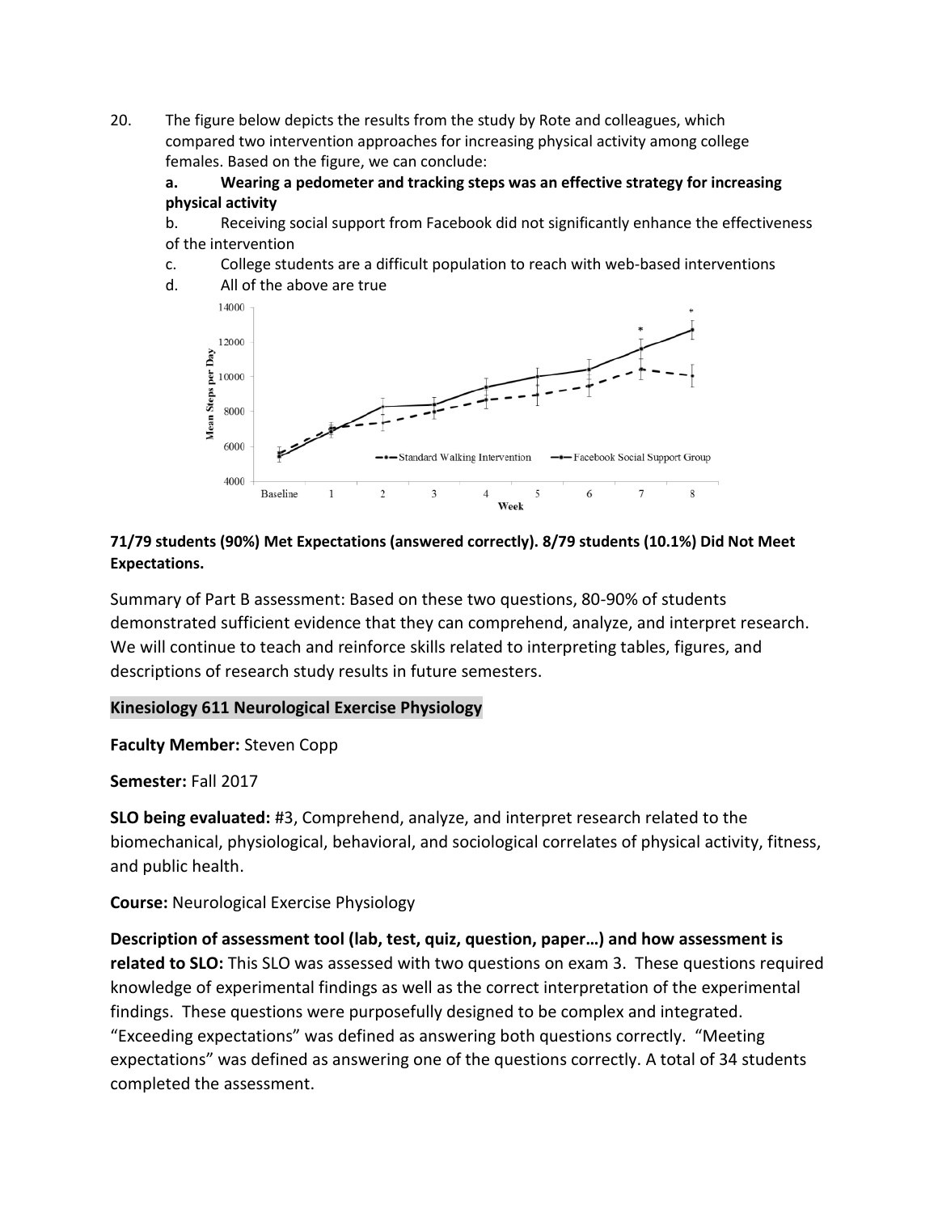20. The figure below depicts the results from the study by Rote and colleagues, which compared two intervention approaches for increasing physical activity among college females. Based on the figure, we can conclude:

    **a. Wearing a pedometer and tracking steps was an effective strategy for increasing physical activity**

    b. Receiving social support from Facebook did not significantly enhance the effectiveness of the intervention

    c. College students are a difficult population to reach with web-based interventions

    d. All of the above are true

**71/79 students (90%) Met Expectations (answered correctly). 8/79 students (10.1%) Did Not Meet Expectations.**

Summary of Part B assessment: Based on these two questions, 80-90% of students demonstrated sufficient evidence that they can comprehend, analyze, and interpret research. We will continue to teach and reinforce skills related to interpreting tables, figures, and descriptions of research study results in future semesters.

**Kinesiology 611 Neurological Exercise Physiology**

**Faculty Member:** Steven Copp

**Semester:** Fall 2017

**SLO being evaluated:** #3, Comprehend, analyze, and interpret research related to the biomechanical, physiological, behavioral, and sociological correlates of physical activity, fitness, and public health.

**Course:** Neurological Exercise Physiology

**Description of assessment tool (lab, test, quiz, question, paper…) and how assessment is related to SLO:** This SLO was assessed with two questions on exam 3. These questions required knowledge of experimental findings as well as the correct interpretation of the experimental findings. These questions were purposefully designed to be complex and integrated. "Exceeding expectations" was defined as answering both questions correctly. "Meeting expectations" was defined as answering one of the questions correctly. A total of 34 students completed the assessment.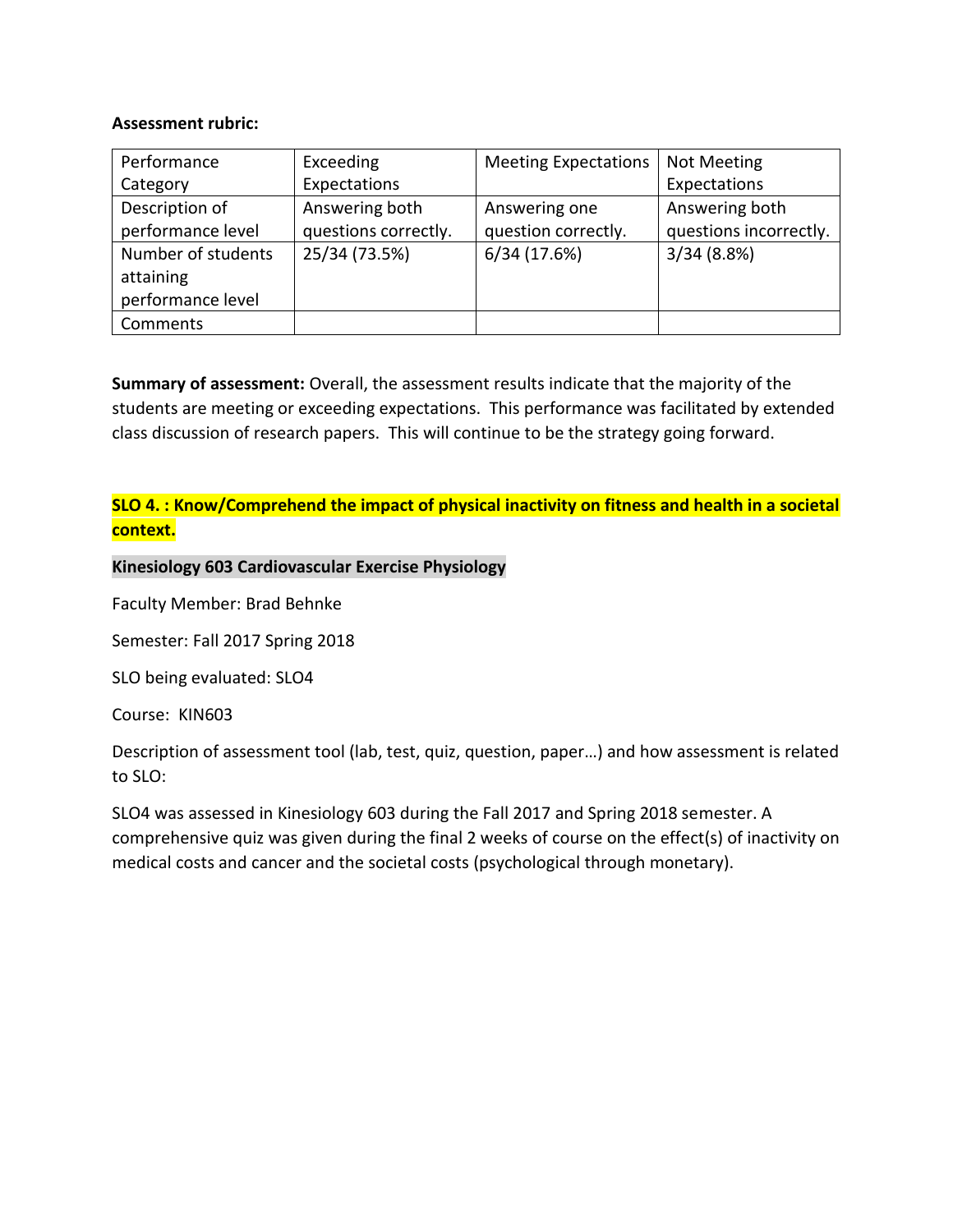**Assessment rubric:**

| Performance Category | Exceeding Expectations | Meeting Expectations | Not Meeting Expectations |
|---|---|---|---|
| Description of performance level | Answering both questions correctly. | Answering one question correctly. | Answering both questions incorrectly. |
| Number of students attaining performance level | 25/34 (73.5%) | 6/34 (17.6%) | 3/34 (8.8%) |
| Comments | | | |

**Summary of assessment:** Overall, the assessment results indicate that the majority of the students are meeting or exceeding expectations. This performance was facilitated by extended class discussion of research papers. This will continue to be the strategy going forward.

**SLO 4. : Know/Comprehend the impact of physical inactivity on fitness and health in a societal context.**

**Kinesiology 603 Cardiovascular Exercise Physiology**

Faculty Member: Brad Behnke

Semester: Fall 2017 Spring 2018

SLO being evaluated: SLO4

Course: KIN603

Description of assessment tool (lab, test, quiz, question, paper…) and how assessment is related to SLO:

SLO4 was assessed in Kinesiology 603 during the Fall 2017 and Spring 2018 semester. A comprehensive quiz was given during the final 2 weeks of course on the effect(s) of inactivity on medical costs and cancer and the societal costs (psychological through monetary).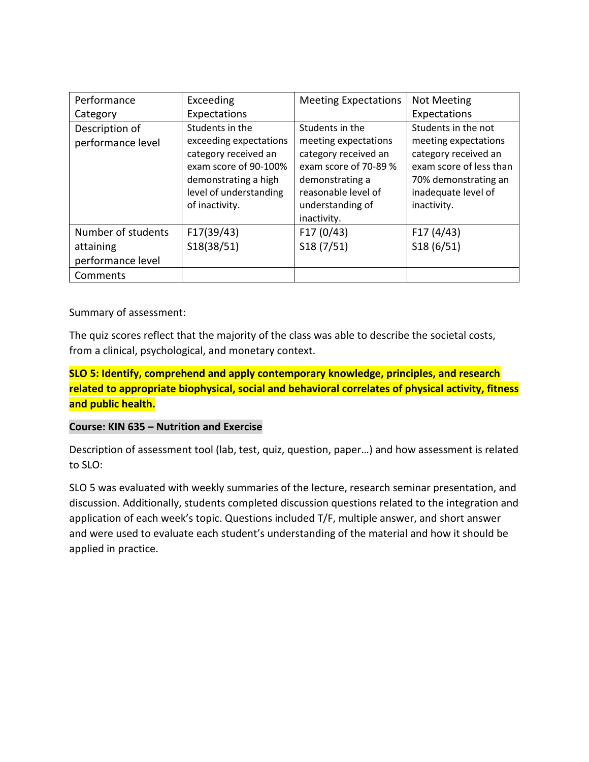| Performance Category | Exceeding Expectations | Meeting Expectations | Not Meeting Expectations |
| --- | --- | --- | --- |
| Description of performance level | Students in the exceeding expectations category received an exam score of 90-100% demonstrating a high level of understanding of inactivity. | Students in the meeting expectations category received an exam score of 70-89 % demonstrating a reasonable level of understanding of inactivity. | Students in the not meeting expectations category received an exam score of less than 70% demonstrating an inadequate level of inactivity. |
| Number of students attaining performance level | F17(39/43)<br>S18(38/51) | F17 (0/43)<br>S18 (7/51) | F17 (4/43)<br>S18 (6/51) |
| Comments | | | |

Summary of assessment:

The quiz scores reflect that the majority of the class was able to describe the societal costs, from a clinical, psychological, and monetary context.

**SLO 5: Identify, comprehend and apply contemporary knowledge, principles, and research related to appropriate biophysical, social and behavioral correlates of physical activity, fitness and public health.**

**Course: KIN 635 – Nutrition and Exercise**

Description of assessment tool (lab, test, quiz, question, paper…) and how assessment is related to SLO:

SLO 5 was evaluated with weekly summaries of the lecture, research seminar presentation, and discussion. Additionally, students completed discussion questions related to the integration and application of each week's topic. Questions included T/F, multiple answer, and short answer and were used to evaluate each student's understanding of the material and how it should be applied in practice.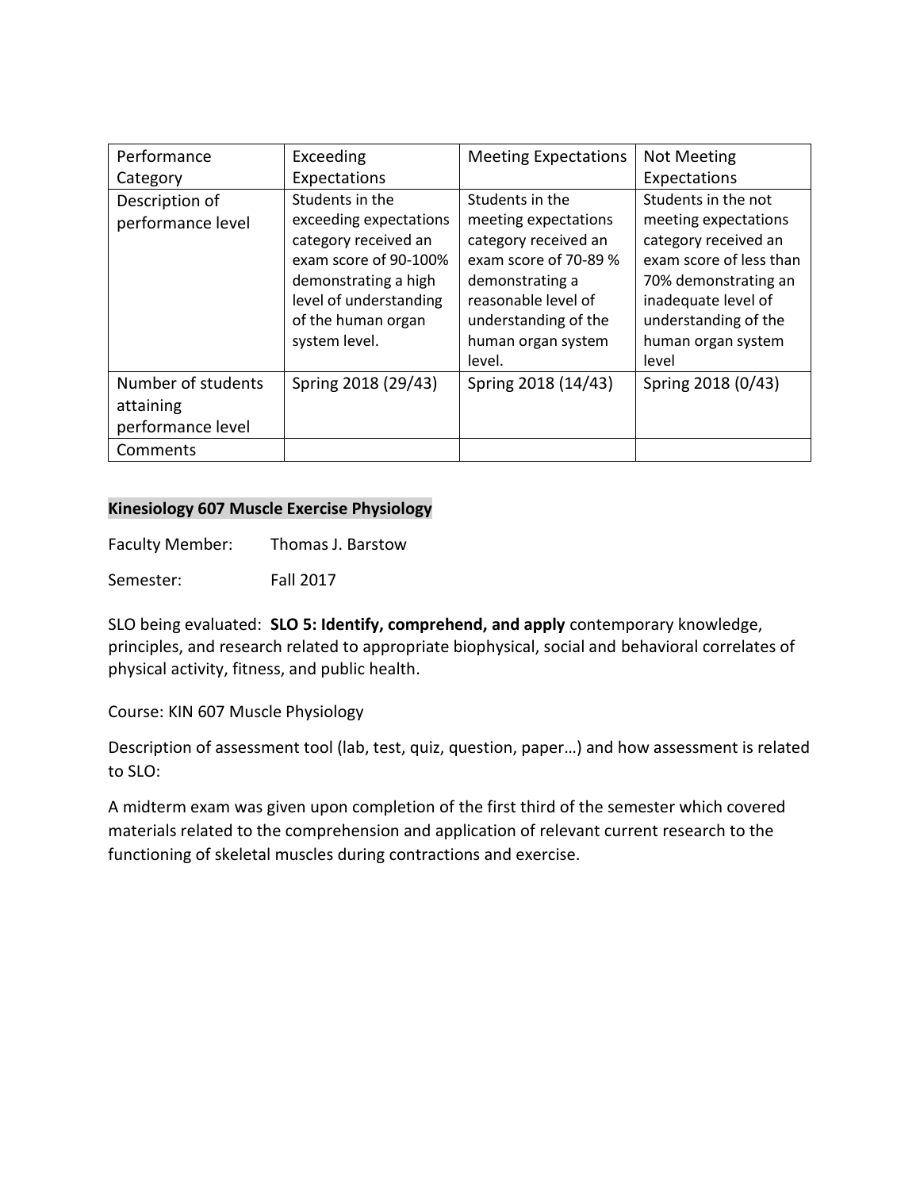| Performance Category | Exceeding Expectations | Meeting Expectations | Not Meeting Expectations |
|---|---|---|---|
| Description of performance level | Students in the exceeding expectations category received an exam score of 90-100% demonstrating a high level of understanding of the human organ system level. | Students in the meeting expectations category received an exam score of 70-89 % demonstrating a reasonable level of understanding of the human organ system level. | Students in the not meeting expectations category received an exam score of less than 70% demonstrating an inadequate level of understanding of the human organ system level |
| Number of students attaining performance level | Spring 2018 (29/43) | Spring 2018 (14/43) | Spring 2018 (0/43) |
| Comments | | | |

**Kinesiology 607 Muscle Exercise Physiology**

Faculty Member: Thomas J. Barstow

Semester: Fall 2017

SLO being evaluated: **SLO 5: Identify, comprehend, and apply** contemporary knowledge, principles, and research related to appropriate biophysical, social and behavioral correlates of physical activity, fitness, and public health.

Course: KIN 607 Muscle Physiology

Description of assessment tool (lab, test, quiz, question, paper…) and how assessment is related to SLO:

A midterm exam was given upon completion of the first third of the semester which covered materials related to the comprehension and application of relevant current research to the functioning of skeletal muscles during contractions and exercise.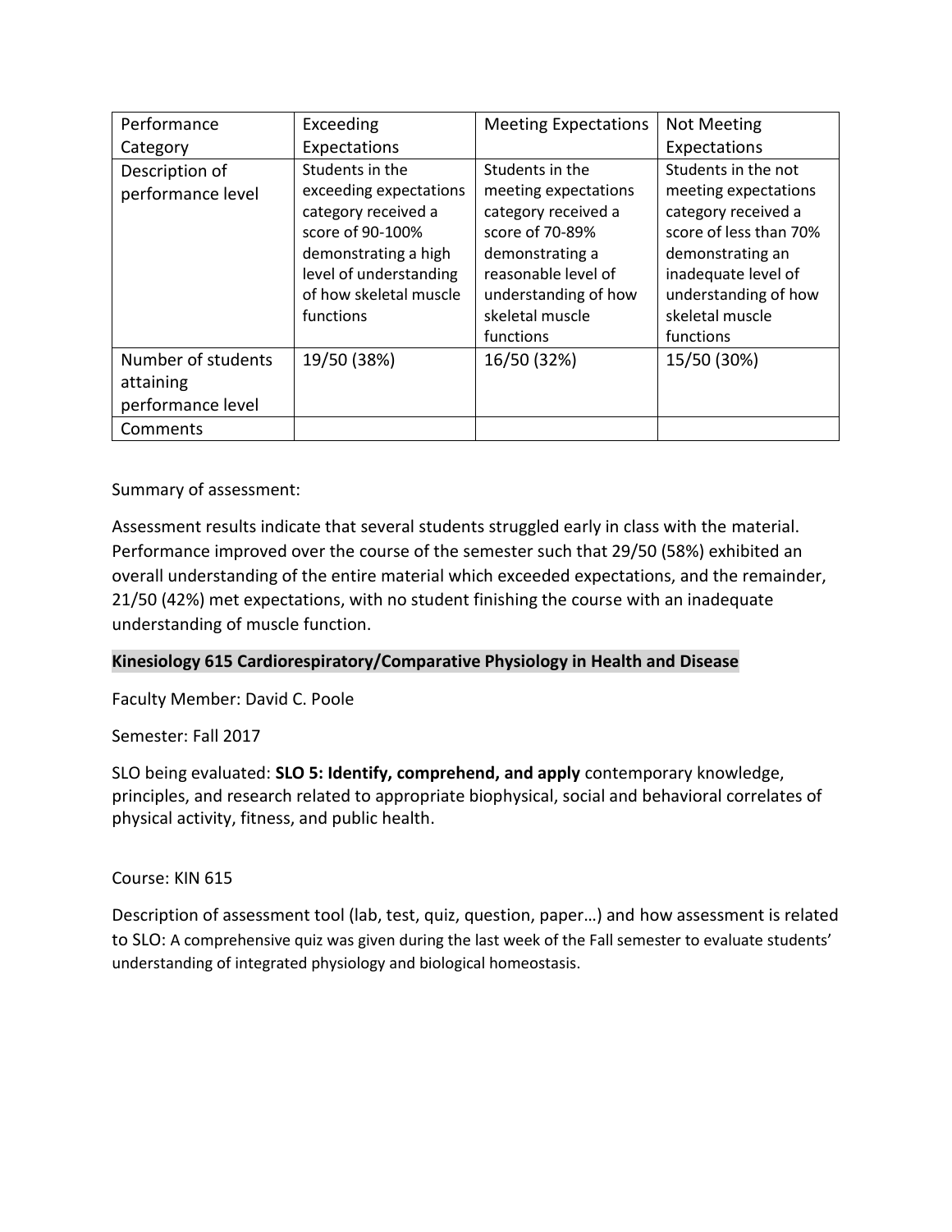| Performance Category | Exceeding Expectations | Meeting Expectations | Not Meeting Expectations |
|---|---|---|---|
| Description of performance level | Students in the exceeding expectations category received a score of 90-100% demonstrating a high level of understanding of how skeletal muscle functions | Students in the meeting expectations category received a score of 70-89% demonstrating a reasonable level of understanding of how skeletal muscle functions | Students in the not meeting expectations category received a score of less than 70% demonstrating an inadequate level of understanding of how skeletal muscle functions |
| Number of students attaining performance level | 19/50 (38%) | 16/50 (32%) | 15/50 (30%) |
| Comments | | | |

Summary of assessment:

Assessment results indicate that several students struggled early in class with the material. Performance improved over the course of the semester such that 29/50 (58%) exhibited an overall understanding of the entire material which exceeded expectations, and the remainder, 21/50 (42%) met expectations, with no student finishing the course with an inadequate understanding of muscle function.

**Kinesiology 615 Cardiorespiratory/Comparative Physiology in Health and Disease**

Faculty Member: David C. Poole

Semester: Fall 2017

SLO being evaluated: **SLO 5: Identify, comprehend, and apply** contemporary knowledge, principles, and research related to appropriate biophysical, social and behavioral correlates of physical activity, fitness, and public health.

Course: KIN 615

Description of assessment tool (lab, test, quiz, question, paper…) and how assessment is related to SLO: A comprehensive quiz was given during the last week of the Fall semester to evaluate students' understanding of integrated physiology and biological homeostasis.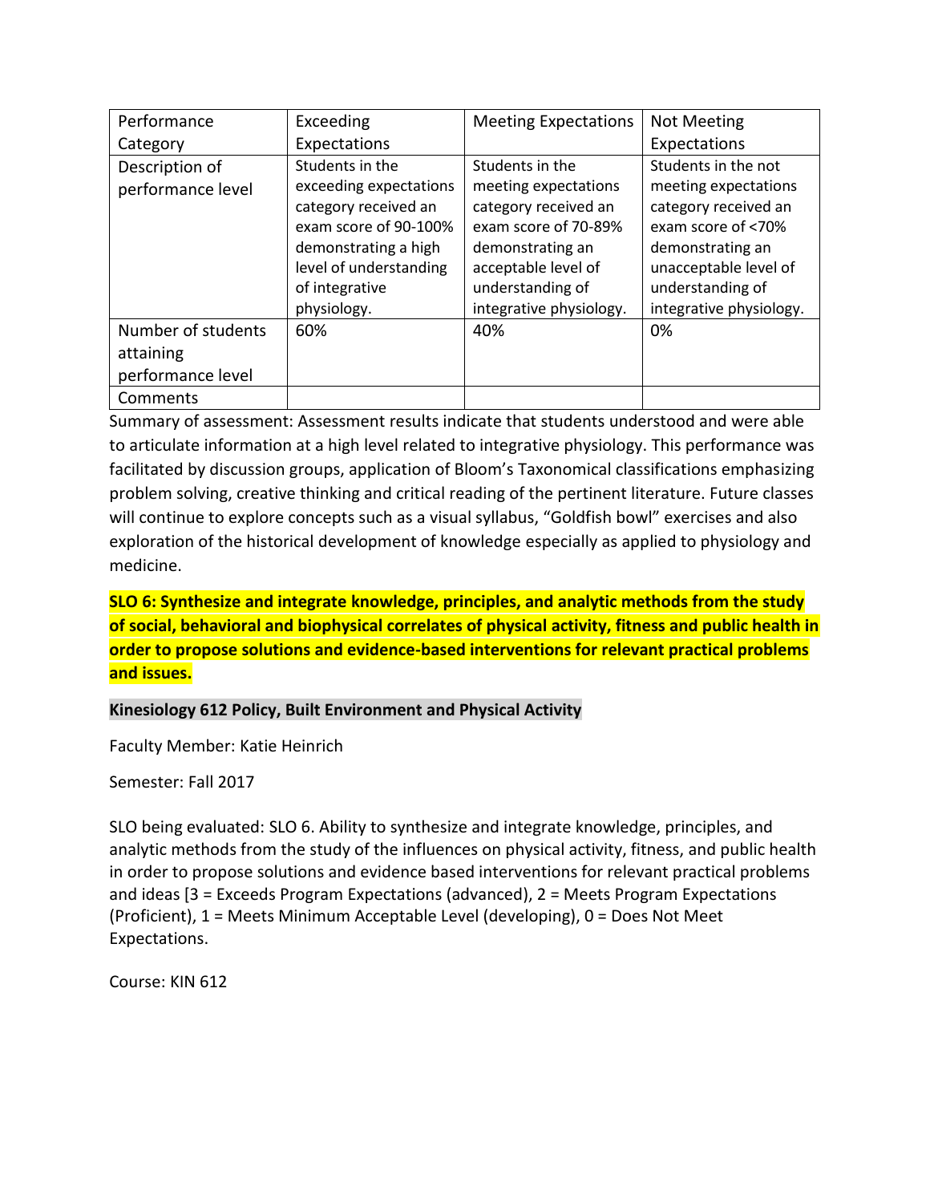| Performance Category | Exceeding Expectations | Meeting Expectations | Not Meeting Expectations |
|---|---|---|---|
| Description of performance level | Students in the exceeding expectations category received an exam score of 90-100% demonstrating a high level of understanding of integrative physiology. | Students in the meeting expectations category received an exam score of 70-89% demonstrating an acceptable level of understanding of integrative physiology. | Students in the not meeting expectations category received an exam score of <70% demonstrating an unacceptable level of understanding of integrative physiology. |
| Number of students attaining performance level | 60% | 40% | 0% |
| Comments | | | |

Summary of assessment: Assessment results indicate that students understood and were able to articulate information at a high level related to integrative physiology. This performance was facilitated by discussion groups, application of Bloom's Taxonomical classifications emphasizing problem solving, creative thinking and critical reading of the pertinent literature. Future classes will continue to explore concepts such as a visual syllabus, "Goldfish bowl" exercises and also exploration of the historical development of knowledge especially as applied to physiology and medicine.

**SLO 6: Synthesize and integrate knowledge, principles, and analytic methods from the study of social, behavioral and biophysical correlates of physical activity, fitness and public health in order to propose solutions and evidence-based interventions for relevant practical problems and issues.**

**Kinesiology 612 Policy, Built Environment and Physical Activity**

Faculty Member: Katie Heinrich

Semester: Fall 2017

SLO being evaluated: SLO 6. Ability to synthesize and integrate knowledge, principles, and analytic methods from the study of the influences on physical activity, fitness, and public health in order to propose solutions and evidence based interventions for relevant practical problems and ideas [3 = Exceeds Program Expectations (advanced), 2 = Meets Program Expectations (Proficient), 1 = Meets Minimum Acceptable Level (developing), 0 = Does Not Meet Expectations.

Course: KIN 612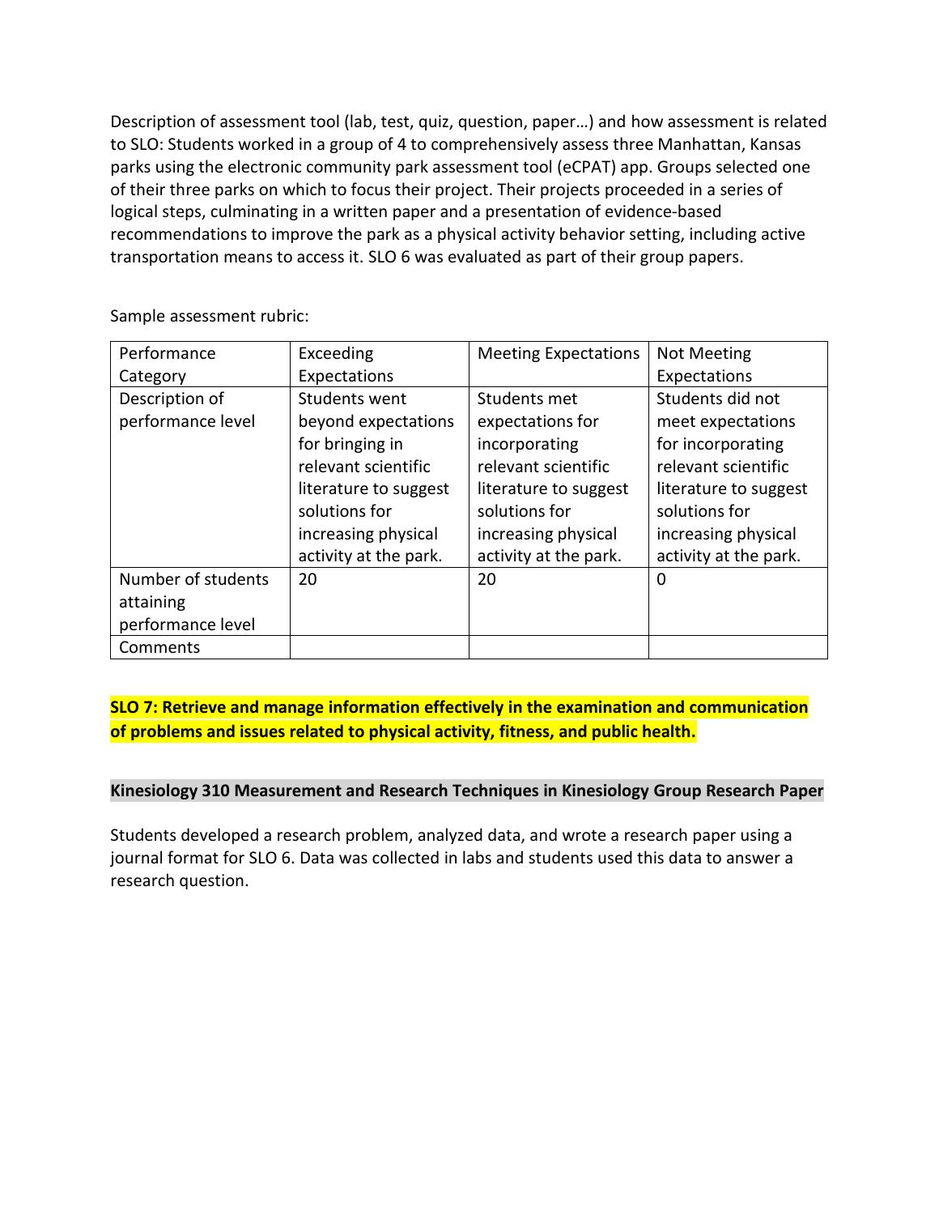Description of assessment tool (lab, test, quiz, question, paper…) and how assessment is related to SLO: Students worked in a group of 4 to comprehensively assess three Manhattan, Kansas parks using the electronic community park assessment tool (eCPAT) app. Groups selected one of their three parks on which to focus their project. Their projects proceeded in a series of logical steps, culminating in a written paper and a presentation of evidence-based recommendations to improve the park as a physical activity behavior setting, including active transportation means to access it. SLO 6 was evaluated as part of their group papers.

Sample assessment rubric:

| Performance Category | Exceeding Expectations | Meeting Expectations | Not Meeting Expectations |
|---|---|---|---|
| Description of performance level | Students went beyond expectations for bringing in relevant scientific literature to suggest solutions for increasing physical activity at the park. | Students met expectations for incorporating relevant scientific literature to suggest solutions for increasing physical activity at the park. | Students did not meet expectations for incorporating relevant scientific literature to suggest solutions for increasing physical activity at the park. |
| Number of students attaining performance level | 20 | 20 | 0 |
| Comments | | | |

**SLO 7: Retrieve and manage information effectively in the examination and communication of problems and issues related to physical activity, fitness, and public health.**

**Kinesiology 310 Measurement and Research Techniques in Kinesiology Group Research Paper**

Students developed a research problem, analyzed data, and wrote a research paper using a journal format for SLO 6. Data was collected in labs and students used this data to answer a research question.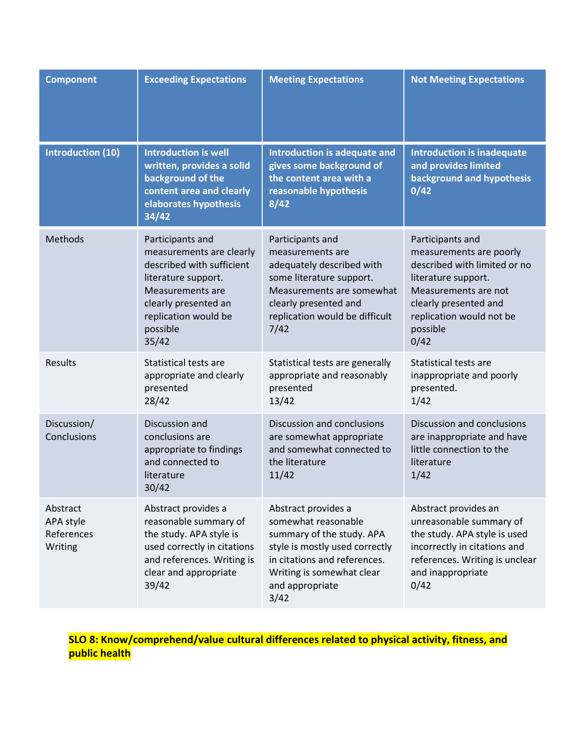| Component | Exceeding Expectations | Meeting Expectations | Not Meeting Expectations |
|---|---|---|---|
| **Introduction (10)** | **Introduction is well written, provides a solid background of the content area and clearly elaborates hypothesis 34/42** | **Introduction is adequate and gives some background of the content area with a reasonable hypothesis 8/42** | **Introduction is inadequate and provides limited background and hypothesis 0/42** |
| Methods | Participants and measurements are clearly described with sufficient literature support. Measurements are clearly presented an replication would be possible 35/42 | Participants and measurements are adequately described with some literature support. Measurements are somewhat clearly presented and replication would be difficult 7/42 | Participants and measurements are poorly described with limited or no literature support. Measurements are not clearly presented and replication would not be possible 0/42 |
| Results | Statistical tests are appropriate and clearly presented 28/42 | Statistical tests are generally appropriate and reasonably presented 13/42 | Statistical tests are inappropriate and poorly presented. 1/42 |
| Discussion/ Conclusions | Discussion and conclusions are appropriate to findings and connected to literature 30/42 | Discussion and conclusions are somewhat appropriate and somewhat connected to the literature 11/42 | Discussion and conclusions are inappropriate and have little connection to the literature 1/42 |
| Abstract APA style References Writing | Abstract provides a reasonable summary of the study. APA style is used correctly in citations and references. Writing is clear and appropriate 39/42 | Abstract provides a somewhat reasonable summary of the study. APA style is mostly used correctly in citations and references. Writing is somewhat clear and appropriate 3/42 | Abstract provides an unreasonable summary of the study. APA style is used incorrectly in citations and references. Writing is unclear and inappropriate 0/42 |

**SLO 8: Know/comprehend/value cultural differences related to physical activity, fitness, and public health**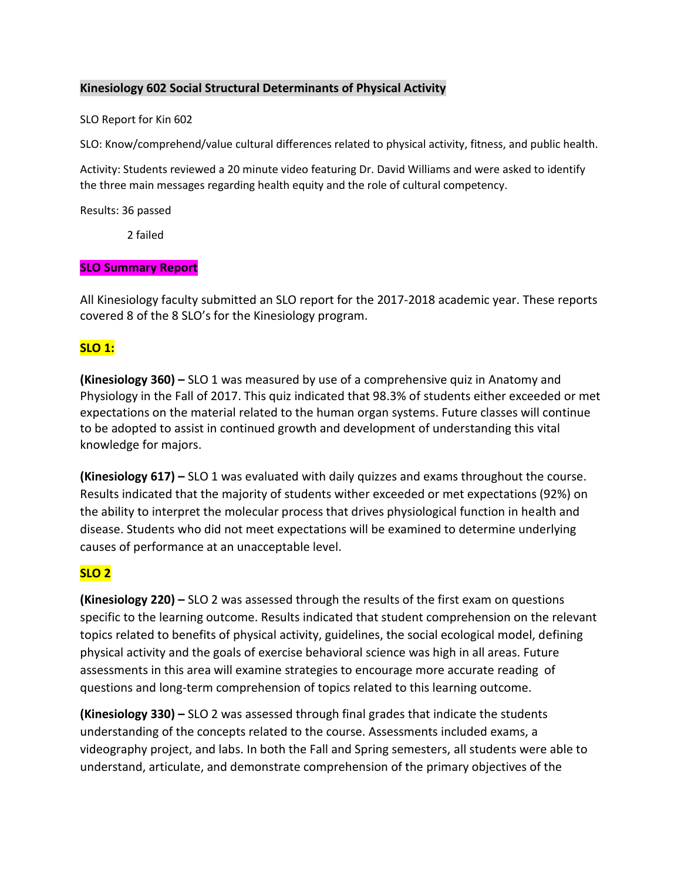**Kinesiology 602 Social Structural Determinants of Physical Activity**

SLO Report for Kin 602

SLO: Know/comprehend/value cultural differences related to physical activity, fitness, and public health.

Activity: Students reviewed a 20 minute video featuring Dr. David Williams and were asked to identify the three main messages regarding health equity and the role of cultural competency.

Results: 36 passed

2 failed

**SLO Summary Report**

All Kinesiology faculty submitted an SLO report for the 2017-2018 academic year. These reports covered 8 of the 8 SLO's for the Kinesiology program.

**SLO 1:**

**(Kinesiology 360) –** SLO 1 was measured by use of a comprehensive quiz in Anatomy and Physiology in the Fall of 2017. This quiz indicated that 98.3% of students either exceeded or met expectations on the material related to the human organ systems. Future classes will continue to be adopted to assist in continued growth and development of understanding this vital knowledge for majors.

**(Kinesiology 617) –** SLO 1 was evaluated with daily quizzes and exams throughout the course. Results indicated that the majority of students wither exceeded or met expectations (92%) on the ability to interpret the molecular process that drives physiological function in health and disease. Students who did not meet expectations will be examined to determine underlying causes of performance at an unacceptable level.

**SLO 2**

**(Kinesiology 220) –** SLO 2 was assessed through the results of the first exam on questions specific to the learning outcome. Results indicated that student comprehension on the relevant topics related to benefits of physical activity, guidelines, the social ecological model, defining physical activity and the goals of exercise behavioral science was high in all areas. Future assessments in this area will examine strategies to encourage more accurate reading of questions and long-term comprehension of topics related to this learning outcome.

**(Kinesiology 330) –** SLO 2 was assessed through final grades that indicate the students understanding of the concepts related to the course. Assessments included exams, a videography project, and labs. In both the Fall and Spring semesters, all students were able to understand, articulate, and demonstrate comprehension of the primary objectives of the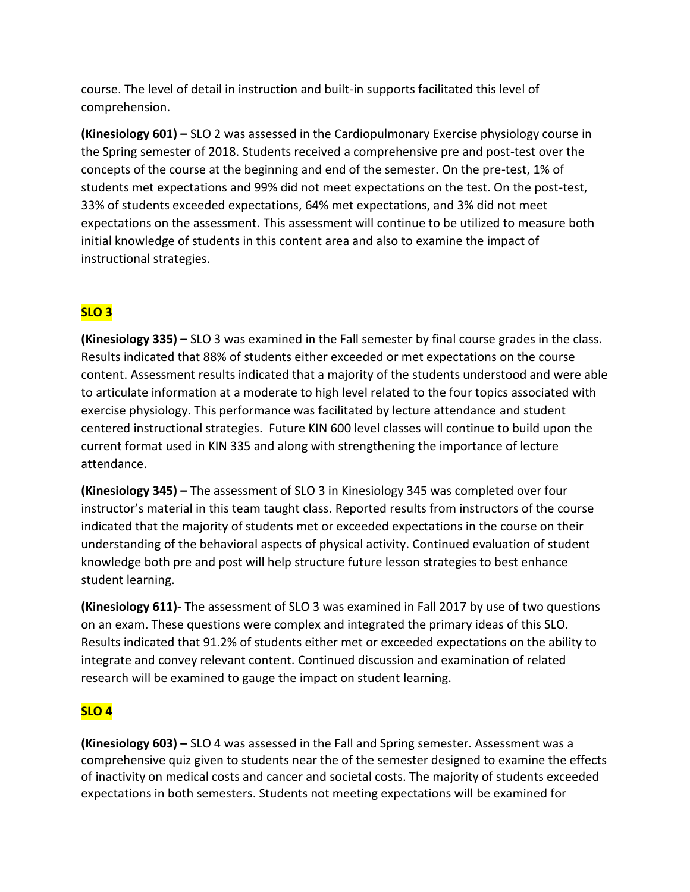course. The level of detail in instruction and built-in supports facilitated this level of comprehension.

**(Kinesiology 601) –** SLO 2 was assessed in the Cardiopulmonary Exercise physiology course in the Spring semester of 2018. Students received a comprehensive pre and post-test over the concepts of the course at the beginning and end of the semester. On the pre-test, 1% of students met expectations and 99% did not meet expectations on the test. On the post-test, 33% of students exceeded expectations, 64% met expectations, and 3% did not meet expectations on the assessment. This assessment will continue to be utilized to measure both initial knowledge of students in this content area and also to examine the impact of instructional strategies.

## SLO 3

**(Kinesiology 335) –** SLO 3 was examined in the Fall semester by final course grades in the class. Results indicated that 88% of students either exceeded or met expectations on the course content. Assessment results indicated that a majority of the students understood and were able to articulate information at a moderate to high level related to the four topics associated with exercise physiology. This performance was facilitated by lecture attendance and student centered instructional strategies. Future KIN 600 level classes will continue to build upon the current format used in KIN 335 and along with strengthening the importance of lecture attendance.

**(Kinesiology 345) –** The assessment of SLO 3 in Kinesiology 345 was completed over four instructor's material in this team taught class. Reported results from instructors of the course indicated that the majority of students met or exceeded expectations in the course on their understanding of the behavioral aspects of physical activity. Continued evaluation of student knowledge both pre and post will help structure future lesson strategies to best enhance student learning.

**(Kinesiology 611)-** The assessment of SLO 3 was examined in Fall 2017 by use of two questions on an exam. These questions were complex and integrated the primary ideas of this SLO. Results indicated that 91.2% of students either met or exceeded expectations on the ability to integrate and convey relevant content. Continued discussion and examination of related research will be examined to gauge the impact on student learning.

## SLO 4

**(Kinesiology 603) –** SLO 4 was assessed in the Fall and Spring semester. Assessment was a comprehensive quiz given to students near the of the semester designed to examine the effects of inactivity on medical costs and cancer and societal costs. The majority of students exceeded expectations in both semesters. Students not meeting expectations will be examined for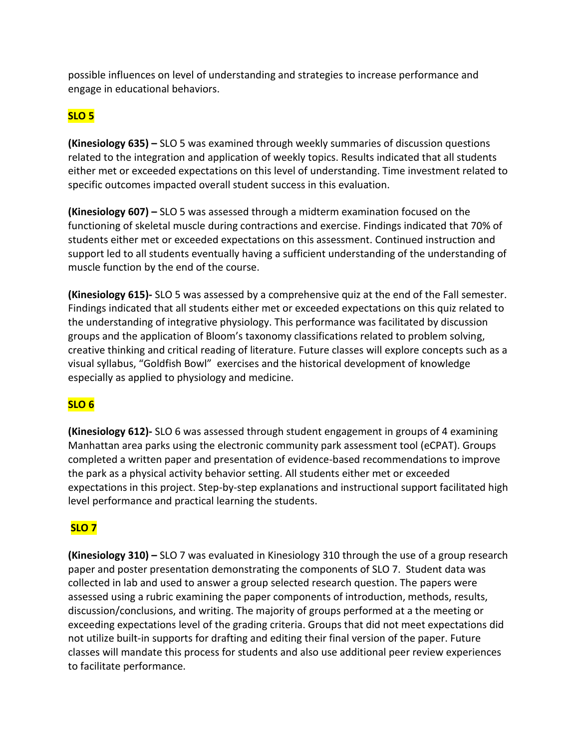possible influences on level of understanding and strategies to increase performance and engage in educational behaviors.

**SLO 5**

**(Kinesiology 635) –** SLO 5 was examined through weekly summaries of discussion questions related to the integration and application of weekly topics. Results indicated that all students either met or exceeded expectations on this level of understanding. Time investment related to specific outcomes impacted overall student success in this evaluation.

**(Kinesiology 607) –** SLO 5 was assessed through a midterm examination focused on the functioning of skeletal muscle during contractions and exercise. Findings indicated that 70% of students either met or exceeded expectations on this assessment. Continued instruction and support led to all students eventually having a sufficient understanding of the understanding of muscle function by the end of the course.

**(Kinesiology 615)-** SLO 5 was assessed by a comprehensive quiz at the end of the Fall semester. Findings indicated that all students either met or exceeded expectations on this quiz related to the understanding of integrative physiology. This performance was facilitated by discussion groups and the application of Bloom's taxonomy classifications related to problem solving, creative thinking and critical reading of literature. Future classes will explore concepts such as a visual syllabus, "Goldfish Bowl" exercises and the historical development of knowledge especially as applied to physiology and medicine.

**SLO 6**

**(Kinesiology 612)-** SLO 6 was assessed through student engagement in groups of 4 examining Manhattan area parks using the electronic community park assessment tool (eCPAT). Groups completed a written paper and presentation of evidence-based recommendations to improve the park as a physical activity behavior setting. All students either met or exceeded expectations in this project. Step-by-step explanations and instructional support facilitated high level performance and practical learning the students.

**SLO 7**

**(Kinesiology 310) –** SLO 7 was evaluated in Kinesiology 310 through the use of a group research paper and poster presentation demonstrating the components of SLO 7. Student data was collected in lab and used to answer a group selected research question. The papers were assessed using a rubric examining the paper components of introduction, methods, results, discussion/conclusions, and writing. The majority of groups performed at a the meeting or exceeding expectations level of the grading criteria. Groups that did not meet expectations did not utilize built-in supports for drafting and editing their final version of the paper. Future classes will mandate this process for students and also use additional peer review experiences to facilitate performance.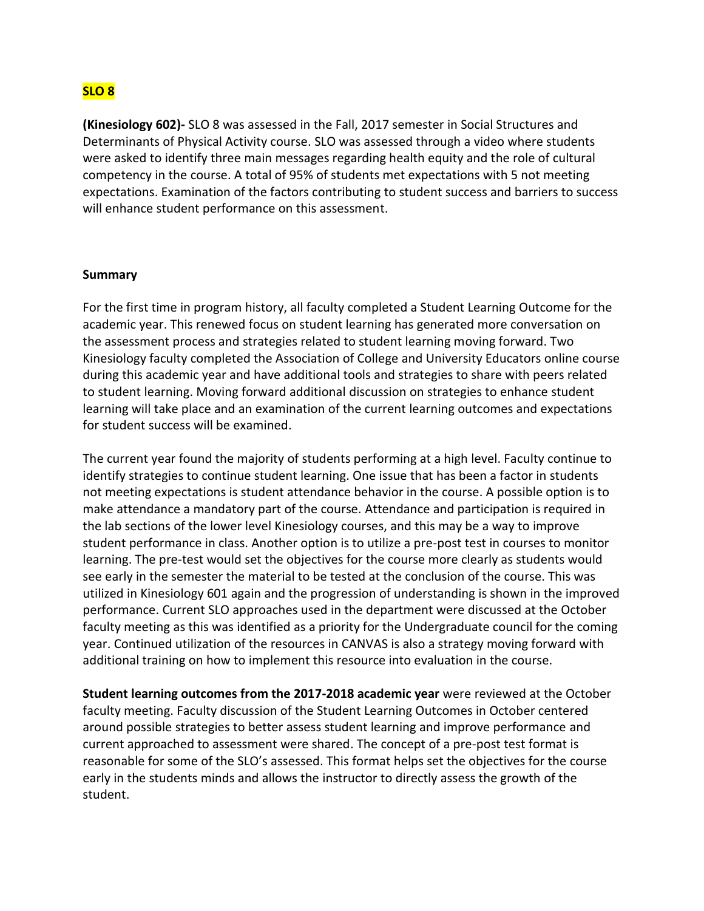**SLO 8**

**(Kinesiology 602)-** SLO 8 was assessed in the Fall, 2017 semester in Social Structures and Determinants of Physical Activity course. SLO was assessed through a video where students were asked to identify three main messages regarding health equity and the role of cultural competency in the course. A total of 95% of students met expectations with 5 not meeting expectations. Examination of the factors contributing to student success and barriers to success will enhance student performance on this assessment.

**Summary**

For the first time in program history, all faculty completed a Student Learning Outcome for the academic year. This renewed focus on student learning has generated more conversation on the assessment process and strategies related to student learning moving forward. Two Kinesiology faculty completed the Association of College and University Educators online course during this academic year and have additional tools and strategies to share with peers related to student learning. Moving forward additional discussion on strategies to enhance student learning will take place and an examination of the current learning outcomes and expectations for student success will be examined.

The current year found the majority of students performing at a high level. Faculty continue to identify strategies to continue student learning. One issue that has been a factor in students not meeting expectations is student attendance behavior in the course. A possible option is to make attendance a mandatory part of the course. Attendance and participation is required in the lab sections of the lower level Kinesiology courses, and this may be a way to improve student performance in class. Another option is to utilize a pre-post test in courses to monitor learning. The pre-test would set the objectives for the course more clearly as students would see early in the semester the material to be tested at the conclusion of the course. This was utilized in Kinesiology 601 again and the progression of understanding is shown in the improved performance. Current SLO approaches used in the department were discussed at the October faculty meeting as this was identified as a priority for the Undergraduate council for the coming year. Continued utilization of the resources in CANVAS is also a strategy moving forward with additional training on how to implement this resource into evaluation in the course.

**Student learning outcomes from the 2017-2018 academic year** were reviewed at the October faculty meeting. Faculty discussion of the Student Learning Outcomes in October centered around possible strategies to better assess student learning and improve performance and current approached to assessment were shared. The concept of a pre-post test format is reasonable for some of the SLO's assessed. This format helps set the objectives for the course early in the students minds and allows the instructor to directly assess the growth of the student.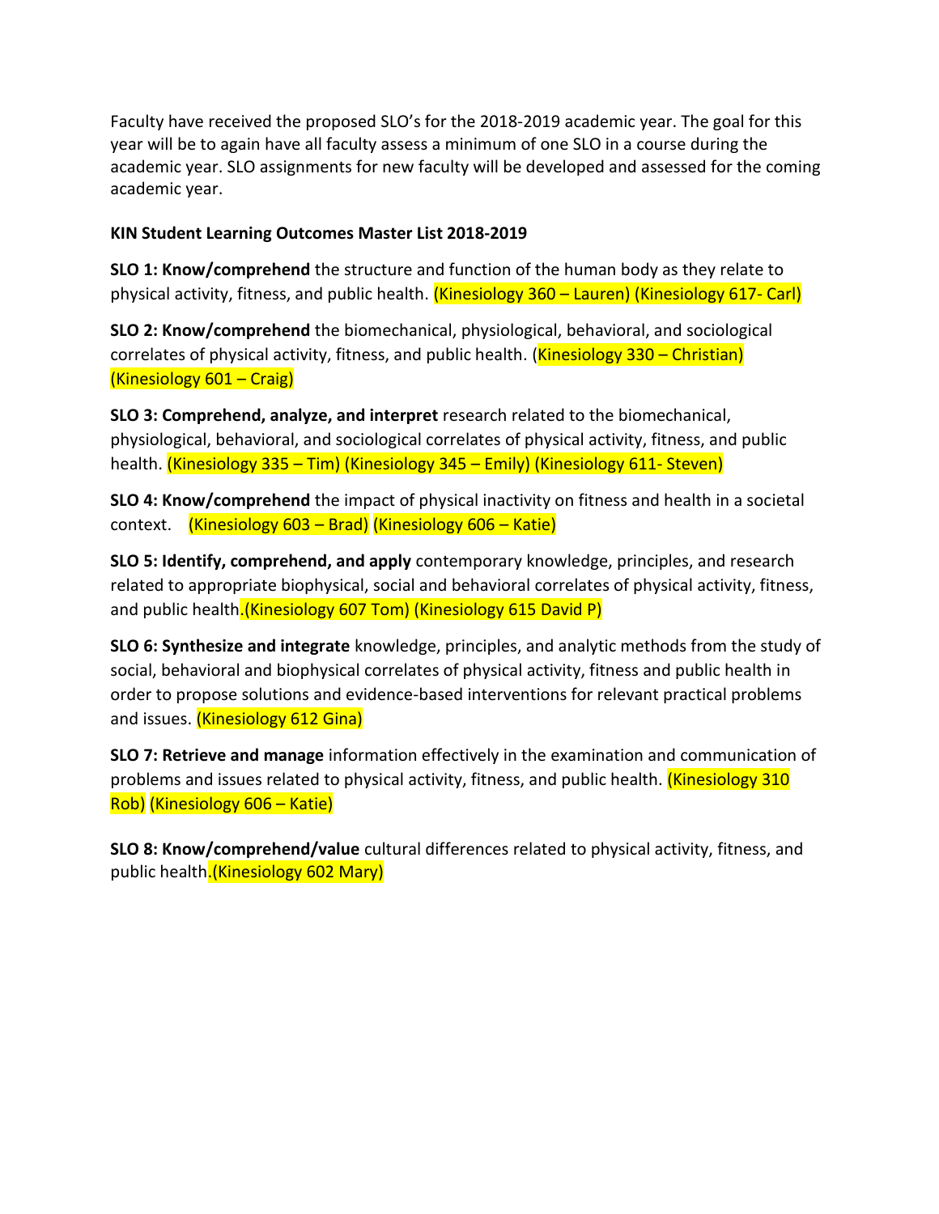Faculty have received the proposed SLO's for the 2018-2019 academic year. The goal for this year will be to again have all faculty assess a minimum of one SLO in a course during the academic year. SLO assignments for new faculty will be developed and assessed for the coming academic year.

**KIN Student Learning Outcomes Master List 2018-2019**

**SLO 1: Know/comprehend** the structure and function of the human body as they relate to physical activity, fitness, and public health. (Kinesiology 360 – Lauren) (Kinesiology 617- Carl)

**SLO 2: Know/comprehend** the biomechanical, physiological, behavioral, and sociological correlates of physical activity, fitness, and public health. (Kinesiology 330 – Christian) (Kinesiology 601 – Craig)

**SLO 3: Comprehend, analyze, and interpret** research related to the biomechanical, physiological, behavioral, and sociological correlates of physical activity, fitness, and public health. (Kinesiology 335 – Tim) (Kinesiology 345 – Emily) (Kinesiology 611- Steven)

**SLO 4: Know/comprehend** the impact of physical inactivity on fitness and health in a societal context. (Kinesiology 603 – Brad) (Kinesiology 606 – Katie)

**SLO 5: Identify, comprehend, and apply** contemporary knowledge, principles, and research related to appropriate biophysical, social and behavioral correlates of physical activity, fitness, and public health.(Kinesiology 607 Tom) (Kinesiology 615 David P)

**SLO 6: Synthesize and integrate** knowledge, principles, and analytic methods from the study of social, behavioral and biophysical correlates of physical activity, fitness and public health in order to propose solutions and evidence-based interventions for relevant practical problems and issues. (Kinesiology 612 Gina)

**SLO 7: Retrieve and manage** information effectively in the examination and communication of problems and issues related to physical activity, fitness, and public health. (Kinesiology 310 Rob) (Kinesiology 606 – Katie)

**SLO 8: Know/comprehend/value** cultural differences related to physical activity, fitness, and public health.(Kinesiology 602 Mary)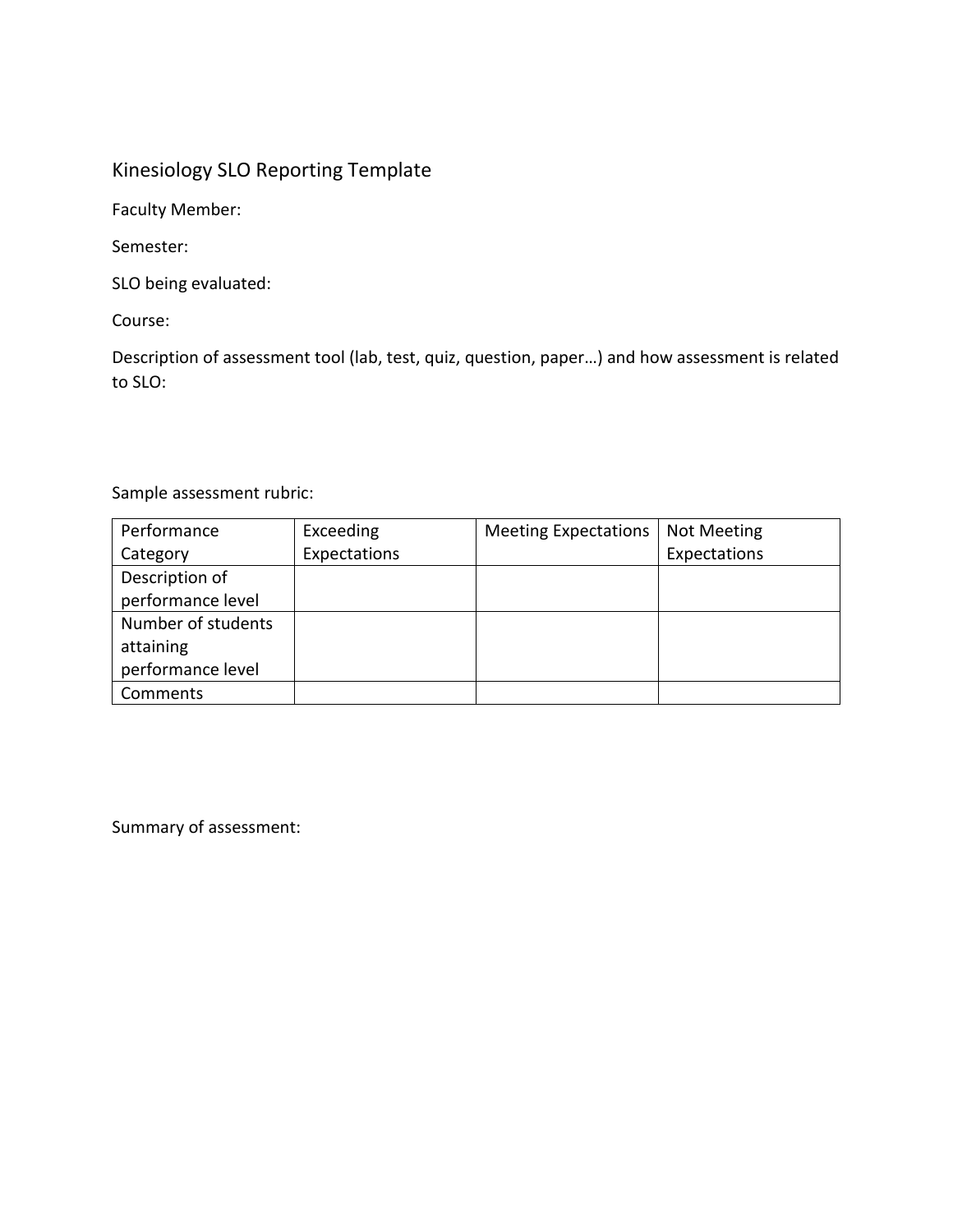# Kinesiology SLO Reporting Template

Faculty Member:

Semester:

SLO being evaluated:

Course:

Description of assessment tool (lab, test, quiz, question, paper…) and how assessment is related to SLO:

Sample assessment rubric:

| Performance Category | Exceeding Expectations | Meeting Expectations | Not Meeting Expectations |
|---|---|---|---|
| Description of performance level | | | |
| Number of students attaining performance level | | | |
| Comments | | | |

Summary of assessment: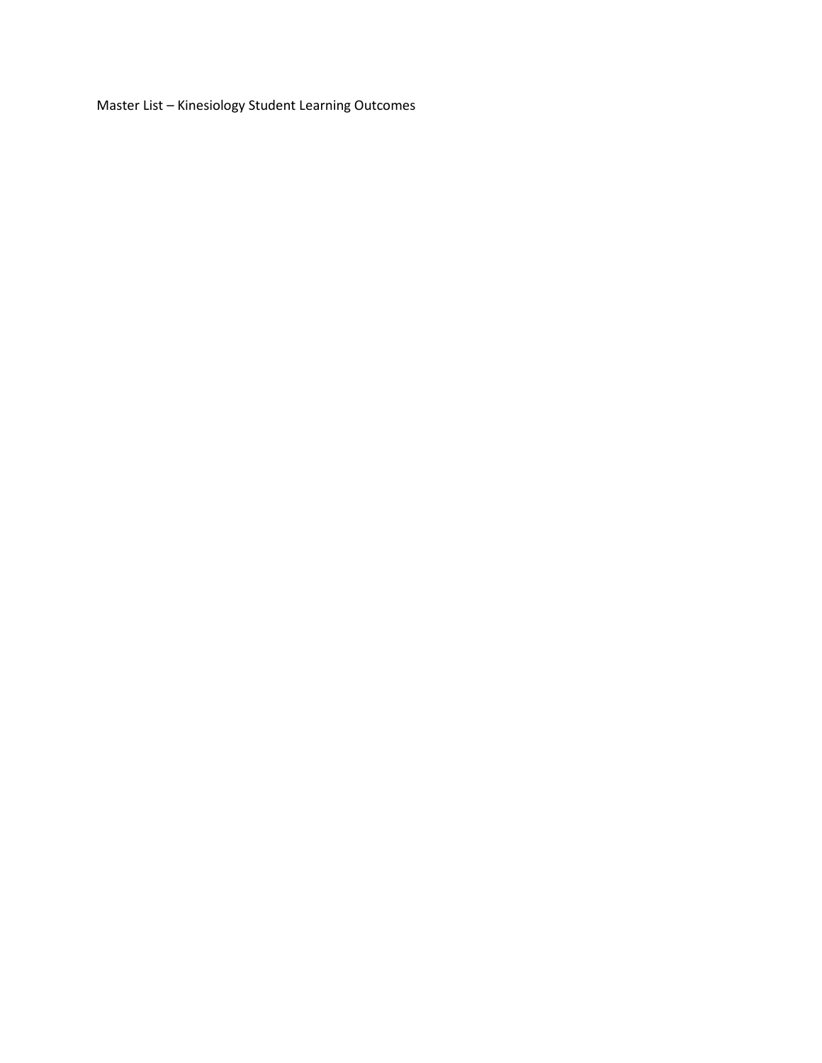Master List – Kinesiology Student Learning Outcomes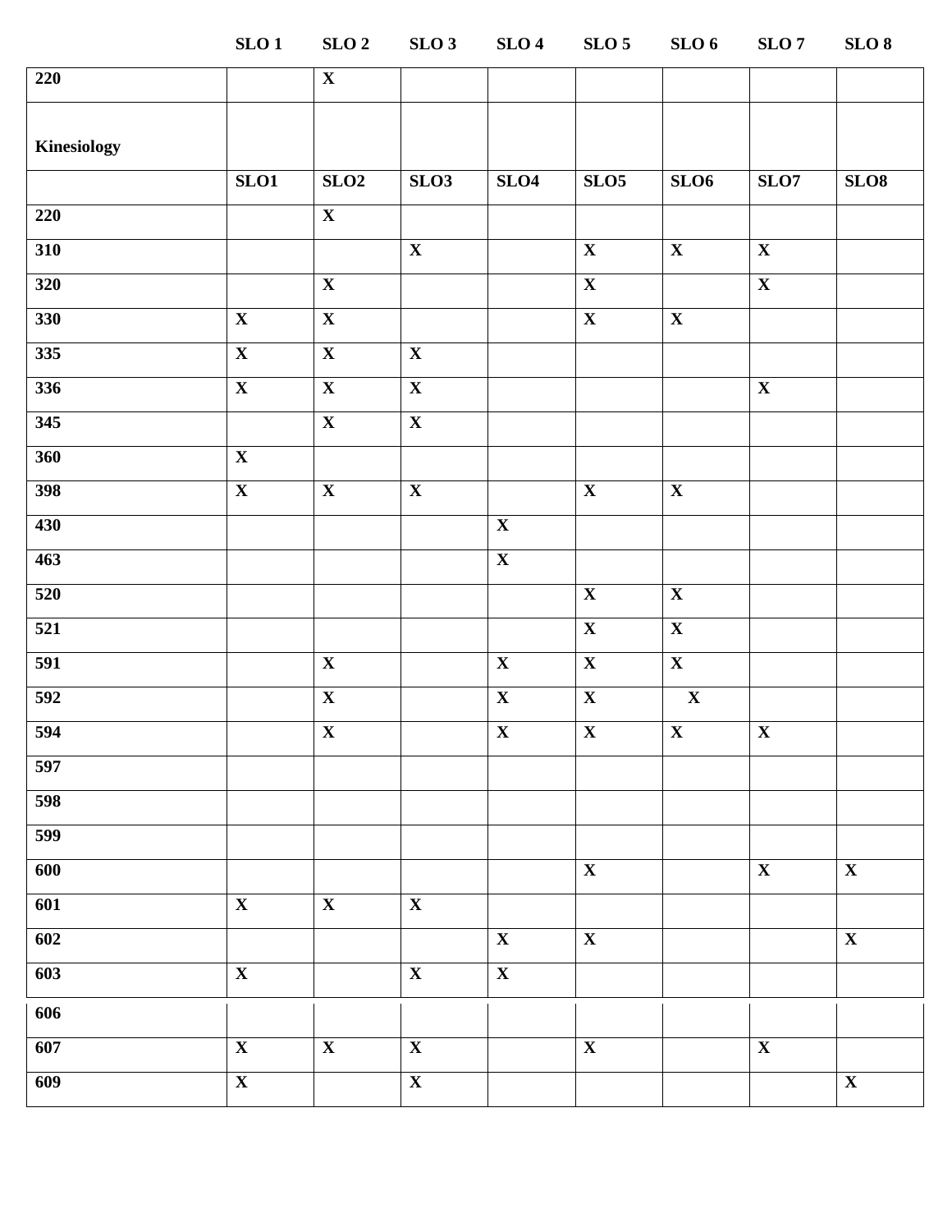| | SLO 1 | SLO 2 | SLO 3 | SLO 4 | SLO 5 | SLO 6 | SLO 7 | SLO 8 |
|---|---|---|---|---|---|---|---|---|
| **220** | | **X** | | | | | | |
| **Kinesiology** | | | | | | | | |
| | **SLO1** | **SLO2** | **SLO3** | **SLO4** | **SLO5** | **SLO6** | **SLO7** | **SLO8** |
| **220** | | **X** | | | | | | |
| **310** | | | **X** | | **X** | **X** | **X** | |
| **320** | | **X** | | | **X** | | **X** | |
| **330** | **X** | **X** | | | **X** | **X** | | |
| **335** | **X** | **X** | **X** | | | | | |
| **336** | **X** | **X** | **X** | | | | **X** | |
| **345** | | **X** | **X** | | | | | |
| **360** | **X** | | | | | | | |
| **398** | **X** | **X** | **X** | | **X** | **X** | | |
| **430** | | | | **X** | | | | |
| **463** | | | | **X** | | | | |
| **520** | | | | | **X** | **X** | | |
| **521** | | | | | **X** | **X** | | |
| **591** | | **X** | | **X** | **X** | **X** | | |
| **592** | | **X** | | **X** | **X** | **X** | | |
| **594** | | **X** | | **X** | **X** | **X** | **X** | |
| **597** | | | | | | | | |
| **598** | | | | | | | | |
| **599** | | | | | | | | |
| **600** | | | | | **X** | | **X** | **X** |
| **601** | **X** | **X** | **X** | | | | | |
| **602** | | | | **X** | **X** | | | **X** |
| **603** | **X** | | **X** | **X** | | | | |
| **606** | | | | | | | | |
| **607** | **X** | **X** | **X** | | **X** | | **X** | |
| **609** | **X** | | **X** | | | | | **X** |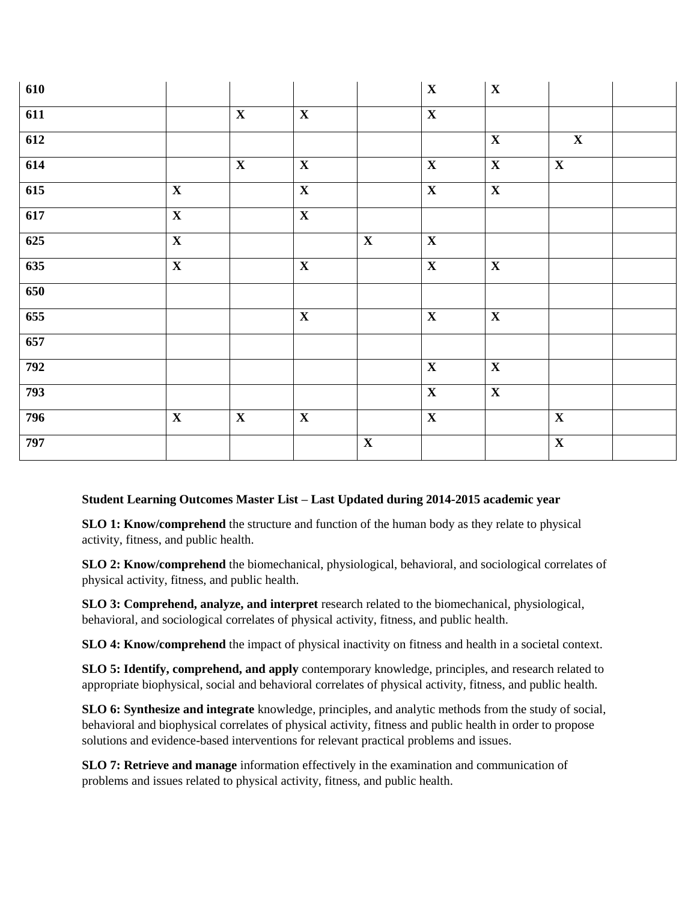| | | | | | | | | |
|---|---|---|---|---|---|---|---|---|
| **610** | | | | | **X** | **X** | | |
| **611** | | **X** | **X** | | **X** | | | |
| **612** | | | | | | **X** | **X** | |
| **614** | | **X** | **X** | | **X** | **X** | **X** | |
| **615** | **X** | | **X** | | **X** | **X** | | |
| **617** | **X** | | **X** | | | | | |
| **625** | **X** | | | **X** | **X** | | | |
| **635** | **X** | | **X** | | **X** | **X** | | |
| **650** | | | | | | | | |
| **655** | | | **X** | | **X** | **X** | | |
| **657** | | | | | | | | |
| **792** | | | | | **X** | **X** | | |
| **793** | | | | | **X** | **X** | | |
| **796** | **X** | **X** | **X** | | **X** | | **X** | |
| **797** | | | | **X** | | | **X** | |

**Student Learning Outcomes Master List – Last Updated during 2014-2015 academic year**

**SLO 1: Know/comprehend** the structure and function of the human body as they relate to physical activity, fitness, and public health.

**SLO 2: Know/comprehend** the biomechanical, physiological, behavioral, and sociological correlates of physical activity, fitness, and public health.

**SLO 3: Comprehend, analyze, and interpret** research related to the biomechanical, physiological, behavioral, and sociological correlates of physical activity, fitness, and public health.

**SLO 4: Know/comprehend** the impact of physical inactivity on fitness and health in a societal context.

**SLO 5: Identify, comprehend, and apply** contemporary knowledge, principles, and research related to appropriate biophysical, social and behavioral correlates of physical activity, fitness, and public health.

**SLO 6: Synthesize and integrate** knowledge, principles, and analytic methods from the study of social, behavioral and biophysical correlates of physical activity, fitness and public health in order to propose solutions and evidence-based interventions for relevant practical problems and issues.

**SLO 7: Retrieve and manage** information effectively in the examination and communication of problems and issues related to physical activity, fitness, and public health.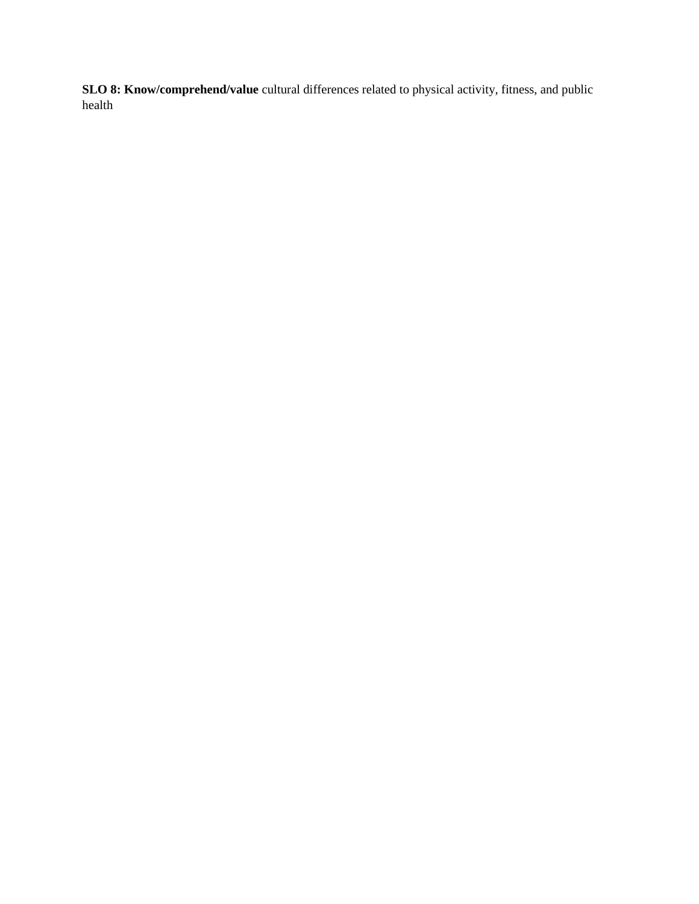**SLO 8: Know/comprehend/value** cultural differences related to physical activity, fitness, and public health